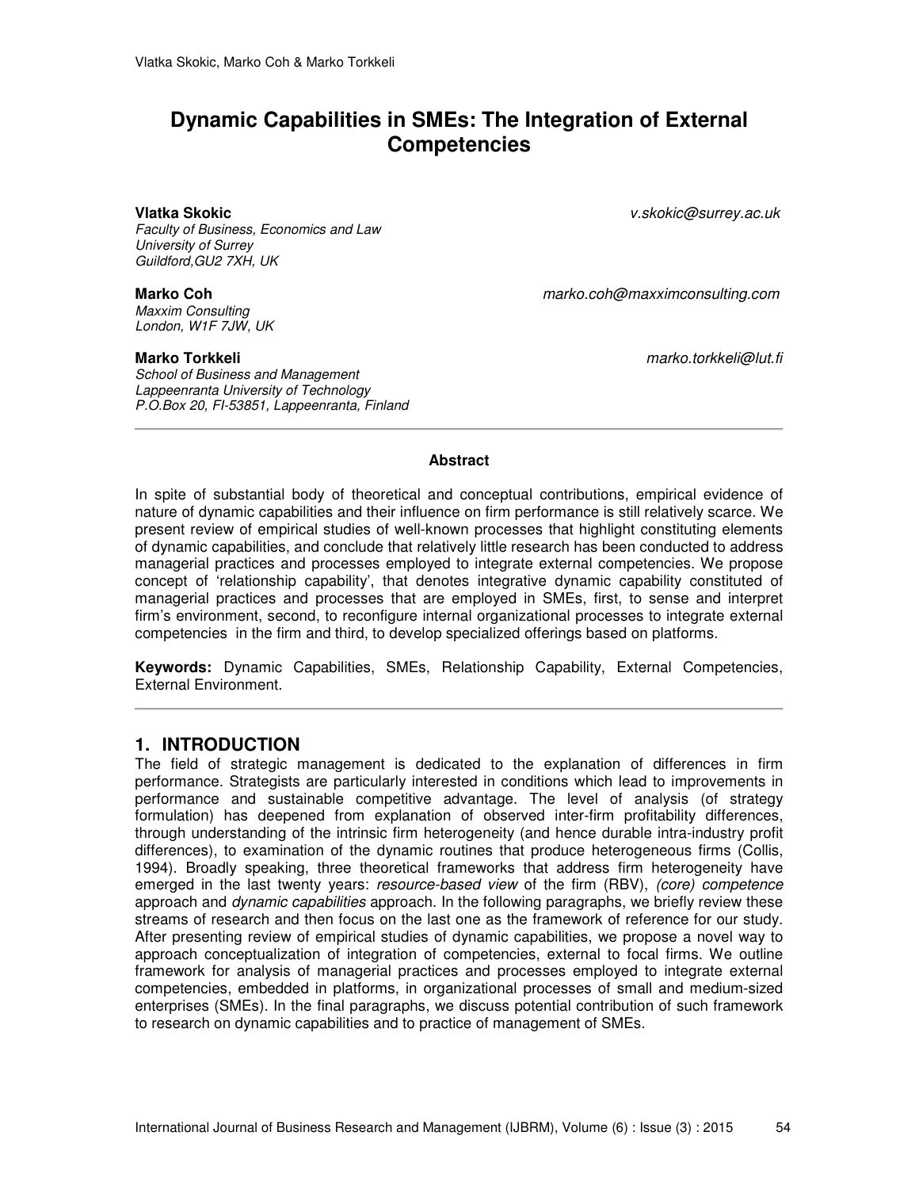# Dynamic Capabilities in SMEs: The Integration of External Competencies

**Vlatka Skokic** *v.skokic@surrey.ac.uk*
*Faculty of Business, Economics and Law*
*University of Surrey*
*Guildford,GU2 7XH, UK*

**Marko Coh** *marko.coh@maxximconsulting.com*
*Maxxim Consulting*
*London, W1F 7JW, UK*

**Marko Torkkeli** *marko.torkkeli@lut.fi*
*School of Business and Management*
*Lappeenranta University of Technology*
*P.O.Box 20, FI-53851, Lappeenranta, Finland*

---

**Abstract**

In spite of substantial body of theoretical and conceptual contributions, empirical evidence of nature of dynamic capabilities and their influence on firm performance is still relatively scarce. We present review of empirical studies of well-known processes that highlight constituting elements of dynamic capabilities, and conclude that relatively little research has been conducted to address managerial practices and processes employed to integrate external competencies. We propose concept of 'relationship capability', that denotes integrative dynamic capability constituted of managerial practices and processes that are employed in SMEs, first, to sense and interpret firm's environment, second, to reconfigure internal organizational processes to integrate external competencies in the firm and third, to develop specialized offerings based on platforms.

**Keywords:** Dynamic Capabilities, SMEs, Relationship Capability, External Competencies, External Environment.

---

## 1. INTRODUCTION

The field of strategic management is dedicated to the explanation of differences in firm performance. Strategists are particularly interested in conditions which lead to improvements in performance and sustainable competitive advantage. The level of analysis (of strategy formulation) has deepened from explanation of observed inter-firm profitability differences, through understanding of the intrinsic firm heterogeneity (and hence durable intra-industry profit differences), to examination of the dynamic routines that produce heterogeneous firms (Collis, 1994). Broadly speaking, three theoretical frameworks that address firm heterogeneity have emerged in the last twenty years: *resource-based view* of the firm (RBV), *(core) competence* approach and *dynamic capabilities* approach. In the following paragraphs, we briefly review these streams of research and then focus on the last one as the framework of reference for our study. After presenting review of empirical studies of dynamic capabilities, we propose a novel way to approach conceptualization of integration of competencies, external to focal firms. We outline framework for analysis of managerial practices and processes employed to integrate external competencies, embedded in platforms, in organizational processes of small and medium-sized enterprises (SMEs). In the final paragraphs, we discuss potential contribution of such framework to research on dynamic capabilities and to practice of management of SMEs.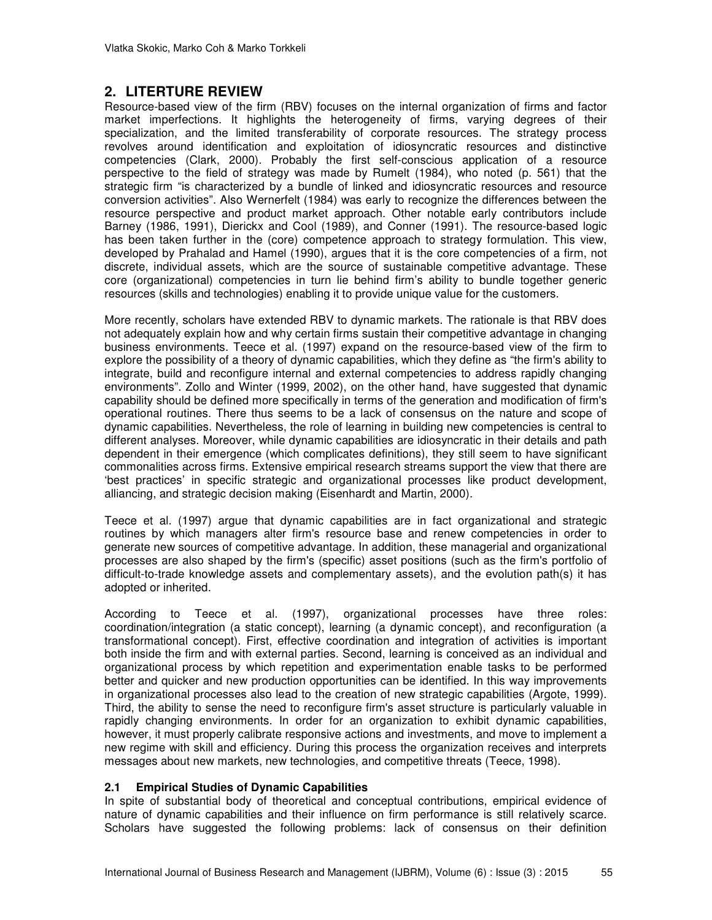## 2. LITERTURE REVIEW

Resource-based view of the firm (RBV) focuses on the internal organization of firms and factor market imperfections. It highlights the heterogeneity of firms, varying degrees of their specialization, and the limited transferability of corporate resources. The strategy process revolves around identification and exploitation of idiosyncratic resources and distinctive competencies (Clark, 2000). Probably the first self-conscious application of a resource perspective to the field of strategy was made by Rumelt (1984), who noted (p. 561) that the strategic firm "is characterized by a bundle of linked and idiosyncratic resources and resource conversion activities". Also Wernerfelt (1984) was early to recognize the differences between the resource perspective and product market approach. Other notable early contributors include Barney (1986, 1991), Dierickx and Cool (1989), and Conner (1991). The resource-based logic has been taken further in the (core) competence approach to strategy formulation. This view, developed by Prahalad and Hamel (1990), argues that it is the core competencies of a firm, not discrete, individual assets, which are the source of sustainable competitive advantage. These core (organizational) competencies in turn lie behind firm's ability to bundle together generic resources (skills and technologies) enabling it to provide unique value for the customers.

More recently, scholars have extended RBV to dynamic markets. The rationale is that RBV does not adequately explain how and why certain firms sustain their competitive advantage in changing business environments. Teece et al. (1997) expand on the resource-based view of the firm to explore the possibility of a theory of dynamic capabilities, which they define as "the firm's ability to integrate, build and reconfigure internal and external competencies to address rapidly changing environments". Zollo and Winter (1999, 2002), on the other hand, have suggested that dynamic capability should be defined more specifically in terms of the generation and modification of firm's operational routines. There thus seems to be a lack of consensus on the nature and scope of dynamic capabilities. Nevertheless, the role of learning in building new competencies is central to different analyses. Moreover, while dynamic capabilities are idiosyncratic in their details and path dependent in their emergence (which complicates definitions), they still seem to have significant commonalities across firms. Extensive empirical research streams support the view that there are 'best practices' in specific strategic and organizational processes like product development, alliancing, and strategic decision making (Eisenhardt and Martin, 2000).

Teece et al. (1997) argue that dynamic capabilities are in fact organizational and strategic routines by which managers alter firm's resource base and renew competencies in order to generate new sources of competitive advantage. In addition, these managerial and organizational processes are also shaped by the firm's (specific) asset positions (such as the firm's portfolio of difficult-to-trade knowledge assets and complementary assets), and the evolution path(s) it has adopted or inherited.

According to Teece et al. (1997), organizational processes have three roles: coordination/integration (a static concept), learning (a dynamic concept), and reconfiguration (a transformational concept). First, effective coordination and integration of activities is important both inside the firm and with external parties. Second, learning is conceived as an individual and organizational process by which repetition and experimentation enable tasks to be performed better and quicker and new production opportunities can be identified. In this way improvements in organizational processes also lead to the creation of new strategic capabilities (Argote, 1999). Third, the ability to sense the need to reconfigure firm's asset structure is particularly valuable in rapidly changing environments. In order for an organization to exhibit dynamic capabilities, however, it must properly calibrate responsive actions and investments, and move to implement a new regime with skill and efficiency. During this process the organization receives and interprets messages about new markets, new technologies, and competitive threats (Teece, 1998).

### 2.1 Empirical Studies of Dynamic Capabilities

In spite of substantial body of theoretical and conceptual contributions, empirical evidence of nature of dynamic capabilities and their influence on firm performance is still relatively scarce. Scholars have suggested the following problems: lack of consensus on their definition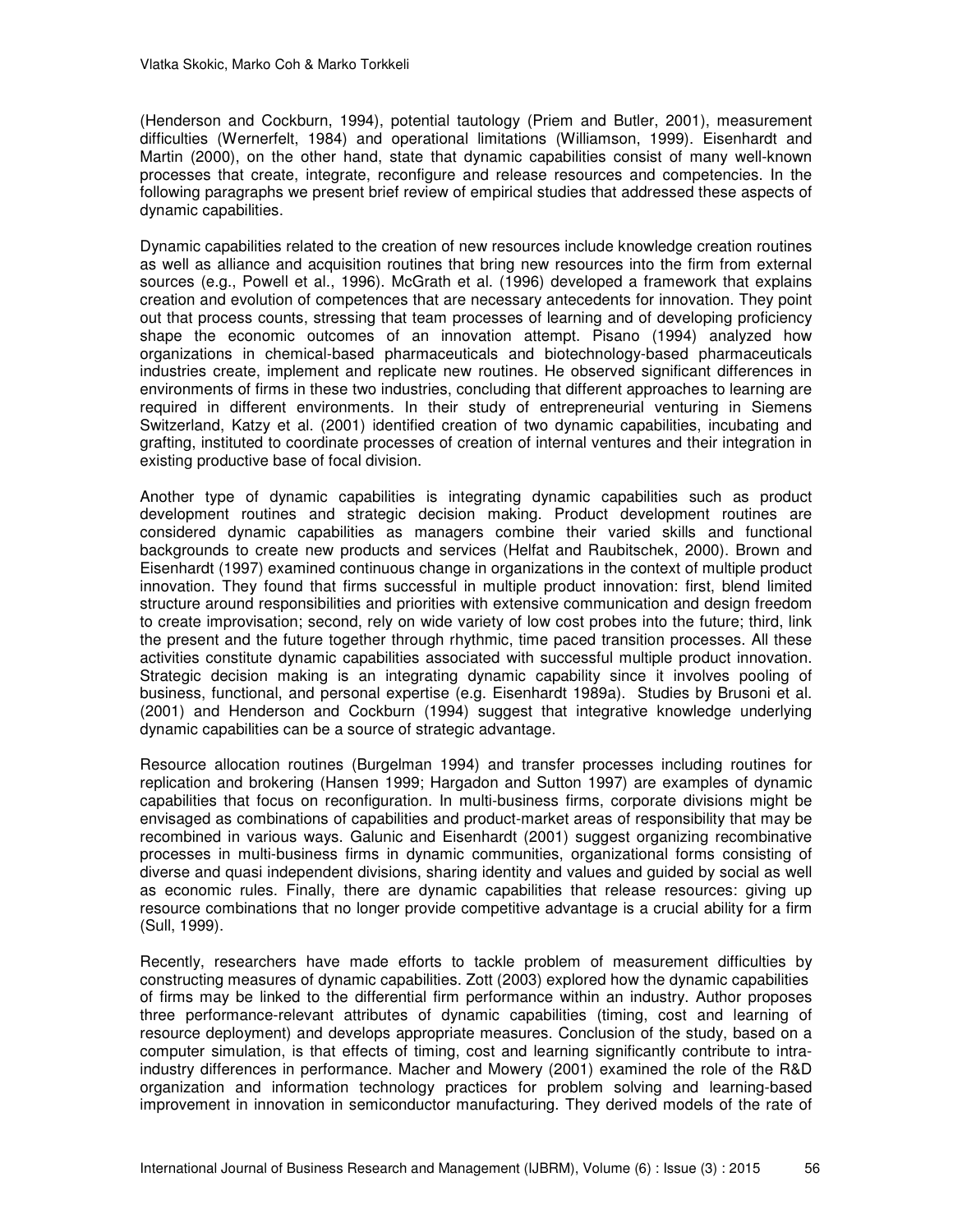(Henderson and Cockburn, 1994), potential tautology (Priem and Butler, 2001), measurement difficulties (Wernerfelt, 1984) and operational limitations (Williamson, 1999). Eisenhardt and Martin (2000), on the other hand, state that dynamic capabilities consist of many well-known processes that create, integrate, reconfigure and release resources and competencies. In the following paragraphs we present brief review of empirical studies that addressed these aspects of dynamic capabilities.

Dynamic capabilities related to the creation of new resources include knowledge creation routines as well as alliance and acquisition routines that bring new resources into the firm from external sources (e.g., Powell et al., 1996). McGrath et al. (1996) developed a framework that explains creation and evolution of competences that are necessary antecedents for innovation. They point out that process counts, stressing that team processes of learning and of developing proficiency shape the economic outcomes of an innovation attempt. Pisano (1994) analyzed how organizations in chemical-based pharmaceuticals and biotechnology-based pharmaceuticals industries create, implement and replicate new routines. He observed significant differences in environments of firms in these two industries, concluding that different approaches to learning are required in different environments. In their study of entrepreneurial venturing in Siemens Switzerland, Katzy et al. (2001) identified creation of two dynamic capabilities, incubating and grafting, instituted to coordinate processes of creation of internal ventures and their integration in existing productive base of focal division.

Another type of dynamic capabilities is integrating dynamic capabilities such as product development routines and strategic decision making. Product development routines are considered dynamic capabilities as managers combine their varied skills and functional backgrounds to create new products and services (Helfat and Raubitschek, 2000). Brown and Eisenhardt (1997) examined continuous change in organizations in the context of multiple product innovation. They found that firms successful in multiple product innovation: first, blend limited structure around responsibilities and priorities with extensive communication and design freedom to create improvisation; second, rely on wide variety of low cost probes into the future; third, link the present and the future together through rhythmic, time paced transition processes. All these activities constitute dynamic capabilities associated with successful multiple product innovation. Strategic decision making is an integrating dynamic capability since it involves pooling of business, functional, and personal expertise (e.g. Eisenhardt 1989a). Studies by Brusoni et al. (2001) and Henderson and Cockburn (1994) suggest that integrative knowledge underlying dynamic capabilities can be a source of strategic advantage.

Resource allocation routines (Burgelman 1994) and transfer processes including routines for replication and brokering (Hansen 1999; Hargadon and Sutton 1997) are examples of dynamic capabilities that focus on reconfiguration. In multi-business firms, corporate divisions might be envisaged as combinations of capabilities and product-market areas of responsibility that may be recombined in various ways. Galunic and Eisenhardt (2001) suggest organizing recombinative processes in multi-business firms in dynamic communities, organizational forms consisting of diverse and quasi independent divisions, sharing identity and values and guided by social as well as economic rules. Finally, there are dynamic capabilities that release resources: giving up resource combinations that no longer provide competitive advantage is a crucial ability for a firm (Sull, 1999).

Recently, researchers have made efforts to tackle problem of measurement difficulties by constructing measures of dynamic capabilities. Zott (2003) explored how the dynamic capabilities of firms may be linked to the differential firm performance within an industry. Author proposes three performance-relevant attributes of dynamic capabilities (timing, cost and learning of resource deployment) and develops appropriate measures. Conclusion of the study, based on a computer simulation, is that effects of timing, cost and learning significantly contribute to intra-industry differences in performance. Macher and Mowery (2001) examined the role of the R&D organization and information technology practices for problem solving and learning-based improvement in innovation in semiconductor manufacturing. They derived models of the rate of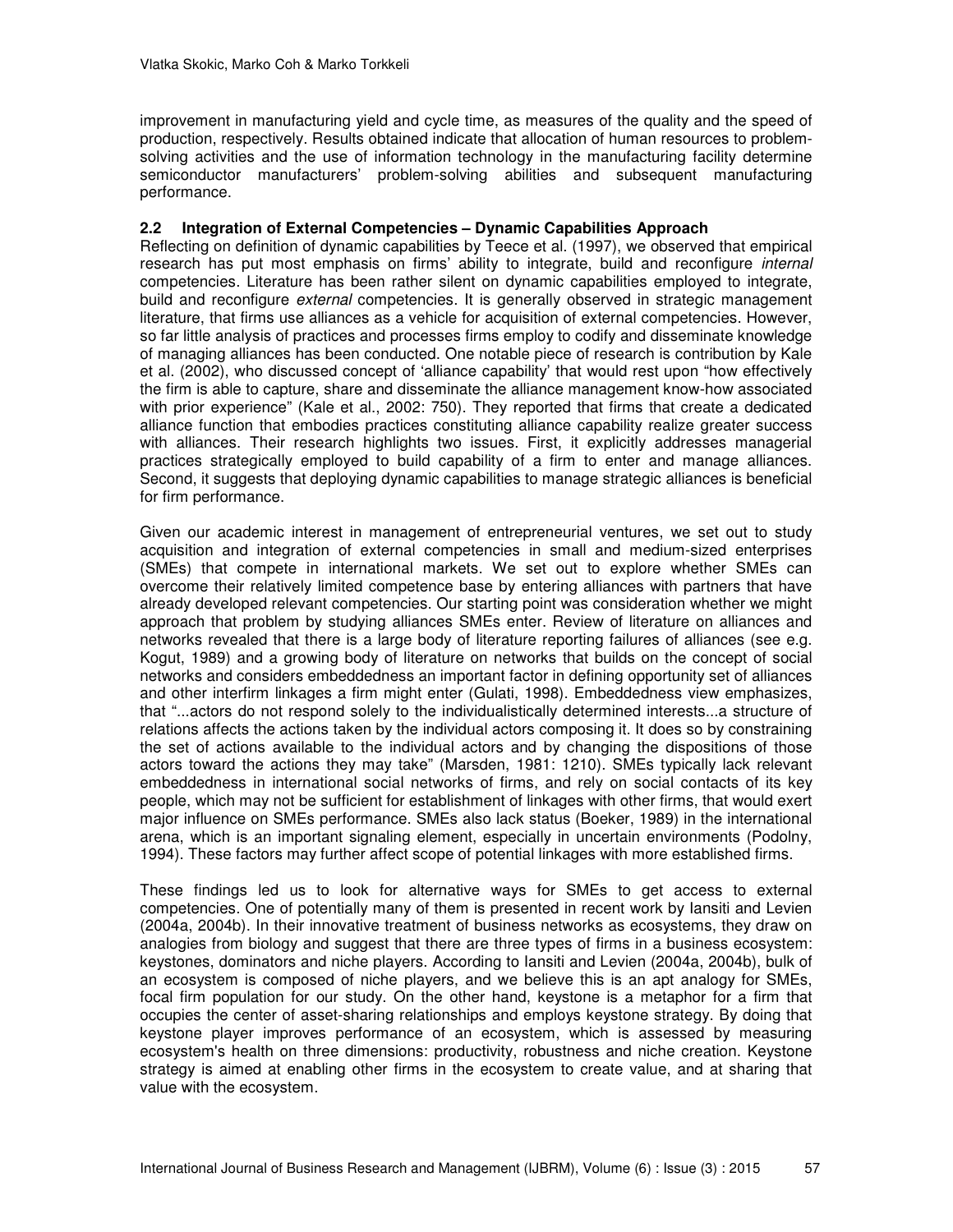improvement in manufacturing yield and cycle time, as measures of the quality and the speed of production, respectively. Results obtained indicate that allocation of human resources to problem-solving activities and the use of information technology in the manufacturing facility determine semiconductor manufacturers' problem-solving abilities and subsequent manufacturing performance.

### 2.2 Integration of External Competencies – Dynamic Capabilities Approach

Reflecting on definition of dynamic capabilities by Teece et al. (1997), we observed that empirical research has put most emphasis on firms' ability to integrate, build and reconfigure *internal* competencies. Literature has been rather silent on dynamic capabilities employed to integrate, build and reconfigure *external* competencies. It is generally observed in strategic management literature, that firms use alliances as a vehicle for acquisition of external competencies. However, so far little analysis of practices and processes firms employ to codify and disseminate knowledge of managing alliances has been conducted. One notable piece of research is contribution by Kale et al. (2002), who discussed concept of 'alliance capability' that would rest upon "how effectively the firm is able to capture, share and disseminate the alliance management know-how associated with prior experience" (Kale et al., 2002: 750). They reported that firms that create a dedicated alliance function that embodies practices constituting alliance capability realize greater success with alliances. Their research highlights two issues. First, it explicitly addresses managerial practices strategically employed to build capability of a firm to enter and manage alliances. Second, it suggests that deploying dynamic capabilities to manage strategic alliances is beneficial for firm performance.

Given our academic interest in management of entrepreneurial ventures, we set out to study acquisition and integration of external competencies in small and medium-sized enterprises (SMEs) that compete in international markets. We set out to explore whether SMEs can overcome their relatively limited competence base by entering alliances with partners that have already developed relevant competencies. Our starting point was consideration whether we might approach that problem by studying alliances SMEs enter. Review of literature on alliances and networks revealed that there is a large body of literature reporting failures of alliances (see e.g. Kogut, 1989) and a growing body of literature on networks that builds on the concept of social networks and considers embeddedness an important factor in defining opportunity set of alliances and other interfirm linkages a firm might enter (Gulati, 1998). Embeddedness view emphasizes, that "...actors do not respond solely to the individualistically determined interests...a structure of relations affects the actions taken by the individual actors composing it. It does so by constraining the set of actions available to the individual actors and by changing the dispositions of those actors toward the actions they may take" (Marsden, 1981: 1210). SMEs typically lack relevant embeddedness in international social networks of firms, and rely on social contacts of its key people, which may not be sufficient for establishment of linkages with other firms, that would exert major influence on SMEs performance. SMEs also lack status (Boeker, 1989) in the international arena, which is an important signaling element, especially in uncertain environments (Podolny, 1994). These factors may further affect scope of potential linkages with more established firms.

These findings led us to look for alternative ways for SMEs to get access to external competencies. One of potentially many of them is presented in recent work by Iansiti and Levien (2004a, 2004b). In their innovative treatment of business networks as ecosystems, they draw on analogies from biology and suggest that there are three types of firms in a business ecosystem: keystones, dominators and niche players. According to Iansiti and Levien (2004a, 2004b), bulk of an ecosystem is composed of niche players, and we believe this is an apt analogy for SMEs, focal firm population for our study. On the other hand, keystone is a metaphor for a firm that occupies the center of asset-sharing relationships and employs keystone strategy. By doing that keystone player improves performance of an ecosystem, which is assessed by measuring ecosystem's health on three dimensions: productivity, robustness and niche creation. Keystone strategy is aimed at enabling other firms in the ecosystem to create value, and at sharing that value with the ecosystem.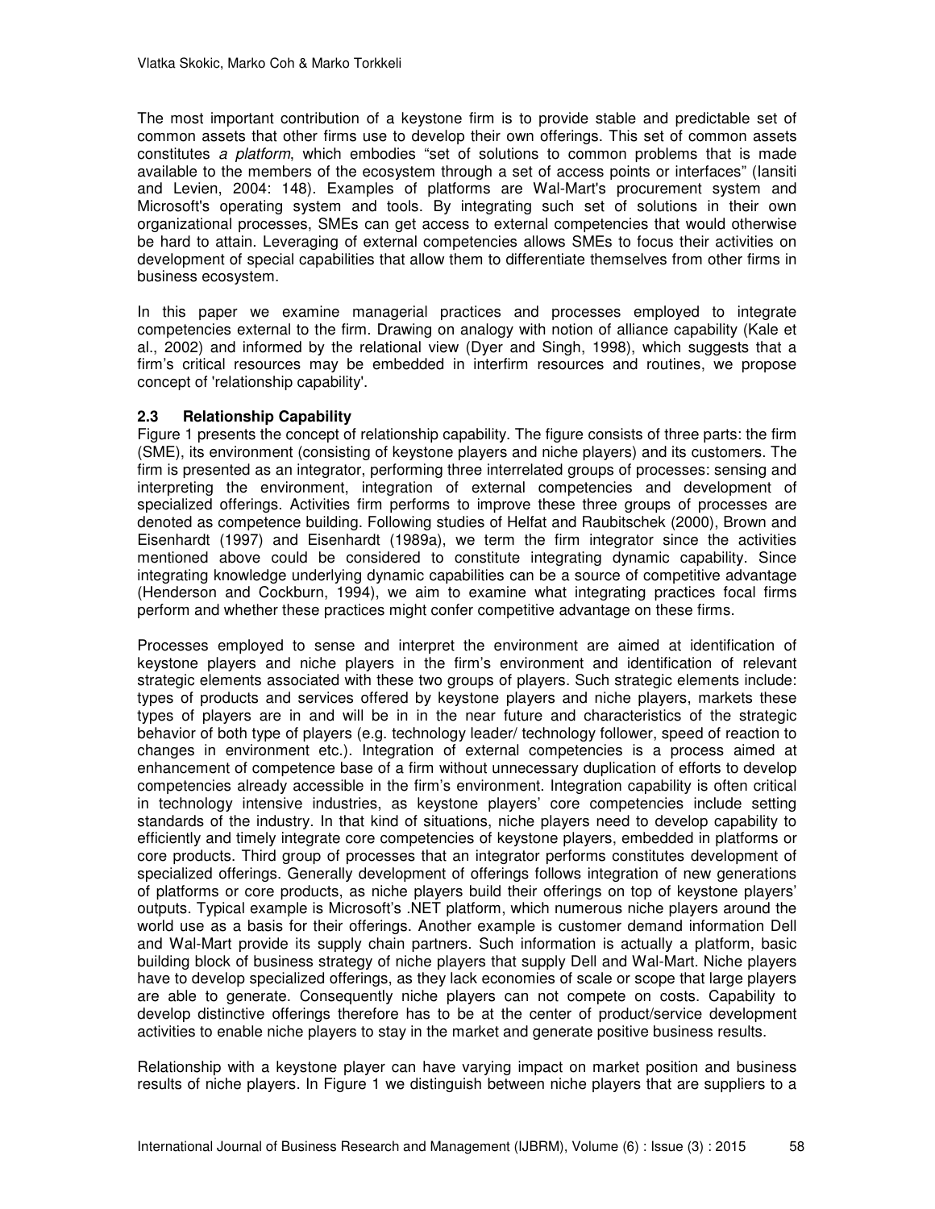The most important contribution of a keystone firm is to provide stable and predictable set of common assets that other firms use to develop their own offerings. This set of common assets constitutes *a platform*, which embodies "set of solutions to common problems that is made available to the members of the ecosystem through a set of access points or interfaces" (Iansiti and Levien, 2004: 148). Examples of platforms are Wal-Mart's procurement system and Microsoft's operating system and tools. By integrating such set of solutions in their own organizational processes, SMEs can get access to external competencies that would otherwise be hard to attain. Leveraging of external competencies allows SMEs to focus their activities on development of special capabilities that allow them to differentiate themselves from other firms in business ecosystem.

In this paper we examine managerial practices and processes employed to integrate competencies external to the firm. Drawing on analogy with notion of alliance capability (Kale et al., 2002) and informed by the relational view (Dyer and Singh, 1998), which suggests that a firm's critical resources may be embedded in interfirm resources and routines, we propose concept of 'relationship capability'.

### 2.3 Relationship Capability

Figure 1 presents the concept of relationship capability. The figure consists of three parts: the firm (SME), its environment (consisting of keystone players and niche players) and its customers. The firm is presented as an integrator, performing three interrelated groups of processes: sensing and interpreting the environment, integration of external competencies and development of specialized offerings. Activities firm performs to improve these three groups of processes are denoted as competence building. Following studies of Helfat and Raubitschek (2000), Brown and Eisenhardt (1997) and Eisenhardt (1989a), we term the firm integrator since the activities mentioned above could be considered to constitute integrating dynamic capability. Since integrating knowledge underlying dynamic capabilities can be a source of competitive advantage (Henderson and Cockburn, 1994), we aim to examine what integrating practices focal firms perform and whether these practices might confer competitive advantage on these firms.

Processes employed to sense and interpret the environment are aimed at identification of keystone players and niche players in the firm's environment and identification of relevant strategic elements associated with these two groups of players. Such strategic elements include: types of products and services offered by keystone players and niche players, markets these types of players are in and will be in in the near future and characteristics of the strategic behavior of both type of players (e.g. technology leader/ technology follower, speed of reaction to changes in environment etc.). Integration of external competencies is a process aimed at enhancement of competence base of a firm without unnecessary duplication of efforts to develop competencies already accessible in the firm's environment. Integration capability is often critical in technology intensive industries, as keystone players' core competencies include setting standards of the industry. In that kind of situations, niche players need to develop capability to efficiently and timely integrate core competencies of keystone players, embedded in platforms or core products. Third group of processes that an integrator performs constitutes development of specialized offerings. Generally development of offerings follows integration of new generations of platforms or core products, as niche players build their offerings on top of keystone players' outputs. Typical example is Microsoft's .NET platform, which numerous niche players around the world use as a basis for their offerings. Another example is customer demand information Dell and Wal-Mart provide its supply chain partners. Such information is actually a platform, basic building block of business strategy of niche players that supply Dell and Wal-Mart. Niche players have to develop specialized offerings, as they lack economies of scale or scope that large players are able to generate. Consequently niche players can not compete on costs. Capability to develop distinctive offerings therefore has to be at the center of product/service development activities to enable niche players to stay in the market and generate positive business results.

Relationship with a keystone player can have varying impact on market position and business results of niche players. In Figure 1 we distinguish between niche players that are suppliers to a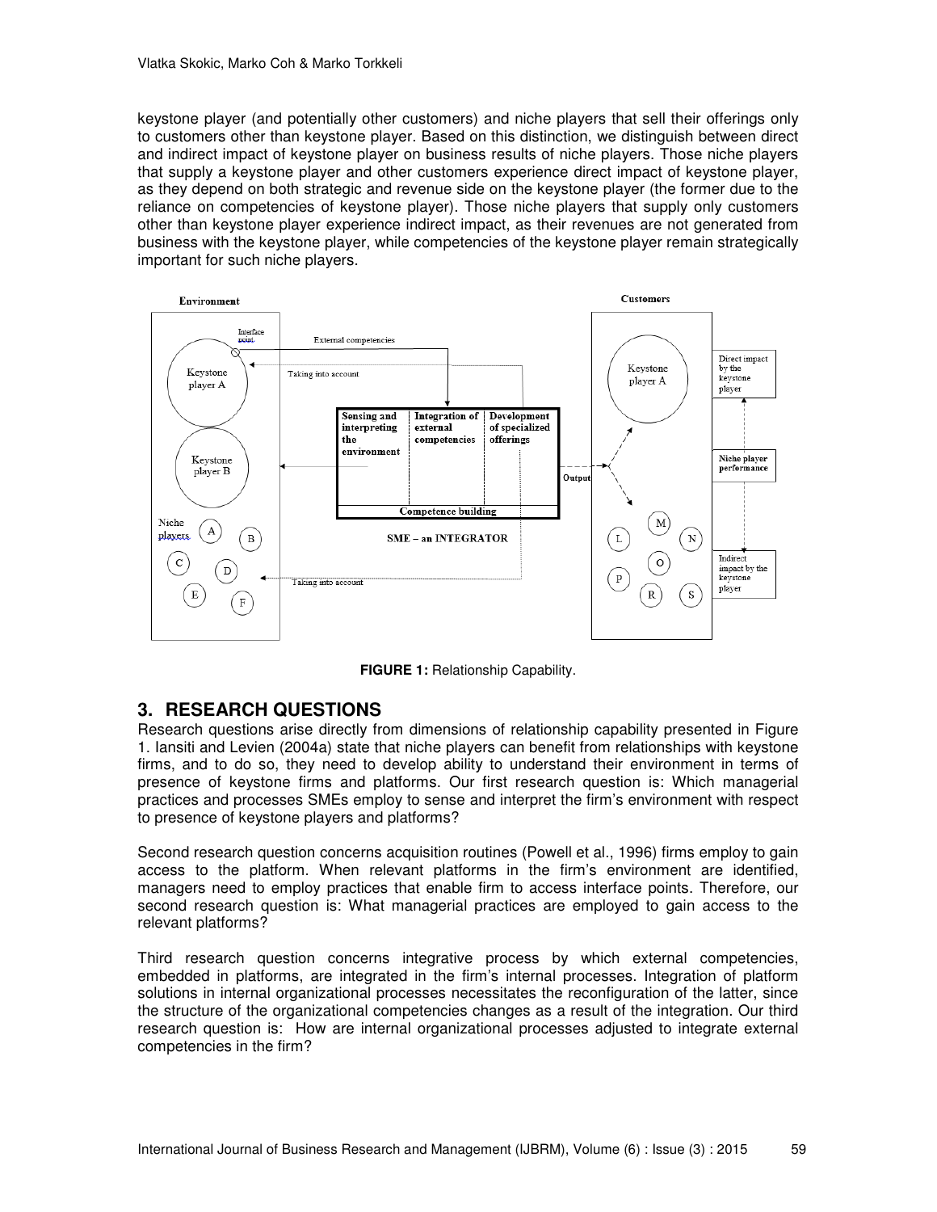keystone player (and potentially other customers) and niche players that sell their offerings only to customers other than keystone player. Based on this distinction, we distinguish between direct and indirect impact of keystone player on business results of niche players. Those niche players that supply a keystone player and other customers experience direct impact of keystone player, as they depend on both strategic and revenue side on the keystone player (the former due to the reliance on competencies of keystone player). Those niche players that supply only customers other than keystone player experience indirect impact, as their revenues are not generated from business with the keystone player, while competencies of the keystone player remain strategically important for such niche players.

**FIGURE 1:** Relationship Capability.

## 3. RESEARCH QUESTIONS

Research questions arise directly from dimensions of relationship capability presented in Figure 1. Iansiti and Levien (2004a) state that niche players can benefit from relationships with keystone firms, and to do so, they need to develop ability to understand their environment in terms of presence of keystone firms and platforms. Our first research question is: Which managerial practices and processes SMEs employ to sense and interpret the firm's environment with respect to presence of keystone players and platforms?

Second research question concerns acquisition routines (Powell et al., 1996) firms employ to gain access to the platform. When relevant platforms in the firm's environment are identified, managers need to employ practices that enable firm to access interface points. Therefore, our second research question is: What managerial practices are employed to gain access to the relevant platforms?

Third research question concerns integrative process by which external competencies, embedded in platforms, are integrated in the firm's internal processes. Integration of platform solutions in internal organizational processes necessitates the reconfiguration of the latter, since the structure of the organizational competencies changes as a result of the integration. Our third research question is: How are internal organizational processes adjusted to integrate external competencies in the firm?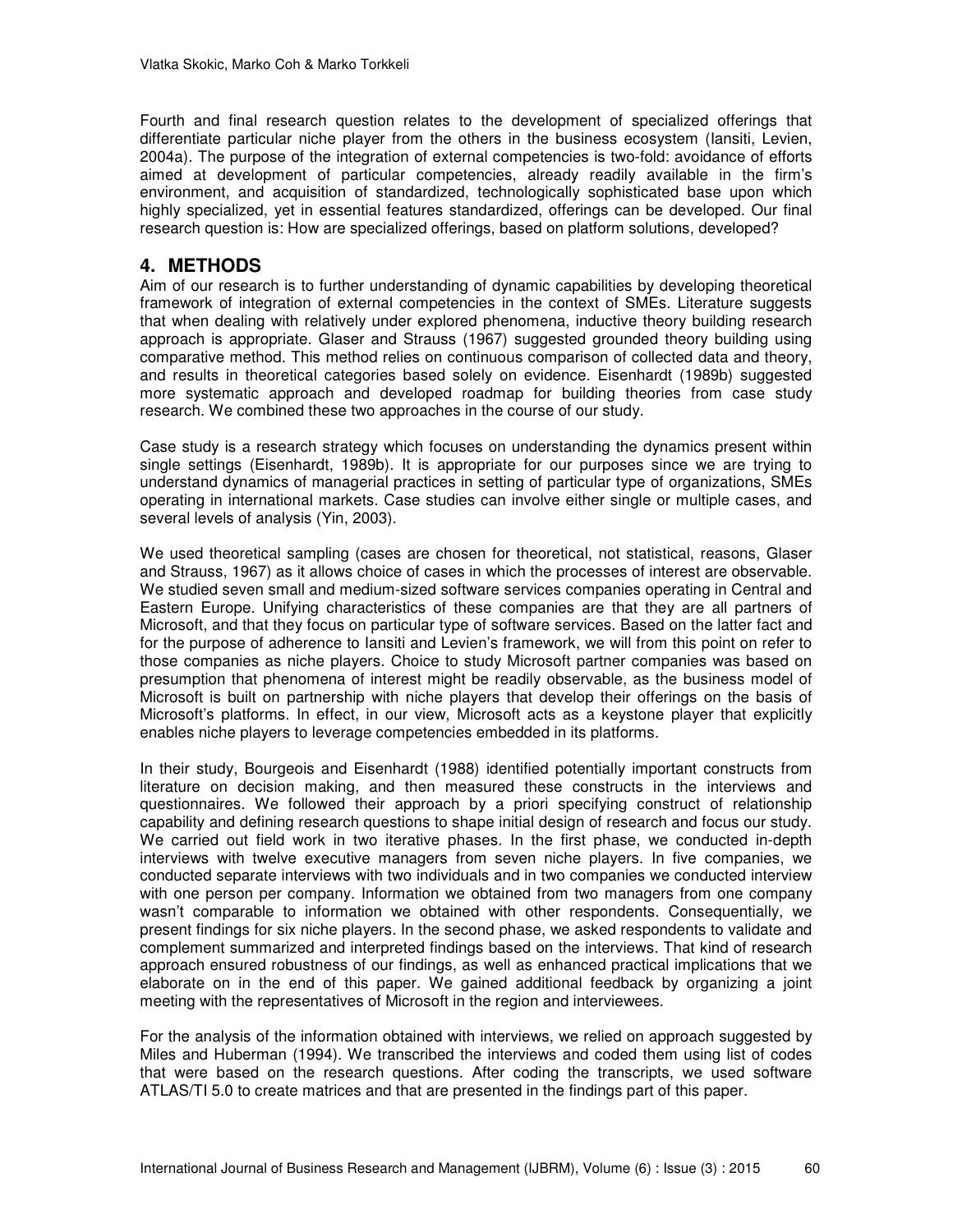Fourth and final research question relates to the development of specialized offerings that differentiate particular niche player from the others in the business ecosystem (Iansiti, Levien, 2004a). The purpose of the integration of external competencies is two-fold: avoidance of efforts aimed at development of particular competencies, already readily available in the firm's environment, and acquisition of standardized, technologically sophisticated base upon which highly specialized, yet in essential features standardized, offerings can be developed. Our final research question is: How are specialized offerings, based on platform solutions, developed?

## 4. METHODS

Aim of our research is to further understanding of dynamic capabilities by developing theoretical framework of integration of external competencies in the context of SMEs. Literature suggests that when dealing with relatively under explored phenomena, inductive theory building research approach is appropriate. Glaser and Strauss (1967) suggested grounded theory building using comparative method. This method relies on continuous comparison of collected data and theory, and results in theoretical categories based solely on evidence. Eisenhardt (1989b) suggested more systematic approach and developed roadmap for building theories from case study research. We combined these two approaches in the course of our study.

Case study is a research strategy which focuses on understanding the dynamics present within single settings (Eisenhardt, 1989b). It is appropriate for our purposes since we are trying to understand dynamics of managerial practices in setting of particular type of organizations, SMEs operating in international markets. Case studies can involve either single or multiple cases, and several levels of analysis (Yin, 2003).

We used theoretical sampling (cases are chosen for theoretical, not statistical, reasons, Glaser and Strauss, 1967) as it allows choice of cases in which the processes of interest are observable. We studied seven small and medium-sized software services companies operating in Central and Eastern Europe. Unifying characteristics of these companies are that they are all partners of Microsoft, and that they focus on particular type of software services. Based on the latter fact and for the purpose of adherence to Iansiti and Levien's framework, we will from this point on refer to those companies as niche players. Choice to study Microsoft partner companies was based on presumption that phenomena of interest might be readily observable, as the business model of Microsoft is built on partnership with niche players that develop their offerings on the basis of Microsoft's platforms. In effect, in our view, Microsoft acts as a keystone player that explicitly enables niche players to leverage competencies embedded in its platforms.

In their study, Bourgeois and Eisenhardt (1988) identified potentially important constructs from literature on decision making, and then measured these constructs in the interviews and questionnaires. We followed their approach by a priori specifying construct of relationship capability and defining research questions to shape initial design of research and focus our study. We carried out field work in two iterative phases. In the first phase, we conducted in-depth interviews with twelve executive managers from seven niche players. In five companies, we conducted separate interviews with two individuals and in two companies we conducted interview with one person per company. Information we obtained from two managers from one company wasn't comparable to information we obtained with other respondents. Consequentially, we present findings for six niche players. In the second phase, we asked respondents to validate and complement summarized and interpreted findings based on the interviews. That kind of research approach ensured robustness of our findings, as well as enhanced practical implications that we elaborate on in the end of this paper. We gained additional feedback by organizing a joint meeting with the representatives of Microsoft in the region and interviewees.

For the analysis of the information obtained with interviews, we relied on approach suggested by Miles and Huberman (1994). We transcribed the interviews and coded them using list of codes that were based on the research questions. After coding the transcripts, we used software ATLAS/TI 5.0 to create matrices and that are presented in the findings part of this paper.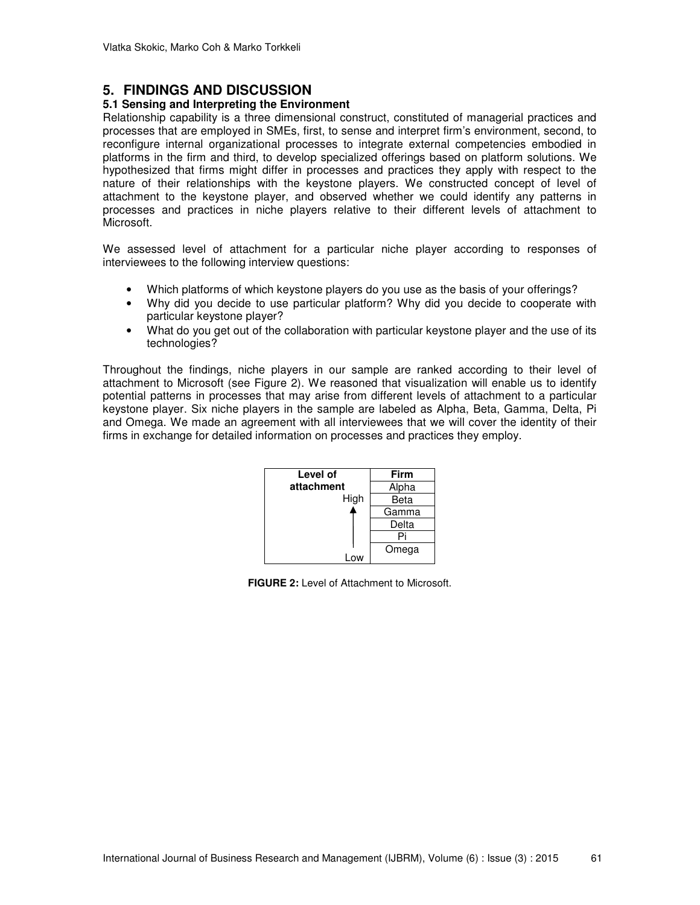## 5. FINDINGS AND DISCUSSION

### 5.1 Sensing and Interpreting the Environment

Relationship capability is a three dimensional construct, constituted of managerial practices and processes that are employed in SMEs, first, to sense and interpret firm's environment, second, to reconfigure internal organizational processes to integrate external competencies embodied in platforms in the firm and third, to develop specialized offerings based on platform solutions. We hypothesized that firms might differ in processes and practices they apply with respect to the nature of their relationships with the keystone players. We constructed concept of level of attachment to the keystone player, and observed whether we could identify any patterns in processes and practices in niche players relative to their different levels of attachment to Microsoft.

We assessed level of attachment for a particular niche player according to responses of interviewees to the following interview questions:

- Which platforms of which keystone players do you use as the basis of your offerings?
- Why did you decide to use particular platform? Why did you decide to cooperate with particular keystone player?
- What do you get out of the collaboration with particular keystone player and the use of its technologies?

Throughout the findings, niche players in our sample are ranked according to their level of attachment to Microsoft (see Figure 2). We reasoned that visualization will enable us to identify potential patterns in processes that may arise from different levels of attachment to a particular keystone player. Six niche players in the sample are labeled as Alpha, Beta, Gamma, Delta, Pi and Omega. We made an agreement with all interviewees that we will cover the identity of their firms in exchange for detailed information on processes and practices they employ.

| Level of attachment | Firm |
|---|---|
| High ↑ | Alpha |
| | Beta |
| | Gamma |
| | Delta |
| | Pi |
| Low | Omega |

**FIGURE 2:** Level of Attachment to Microsoft.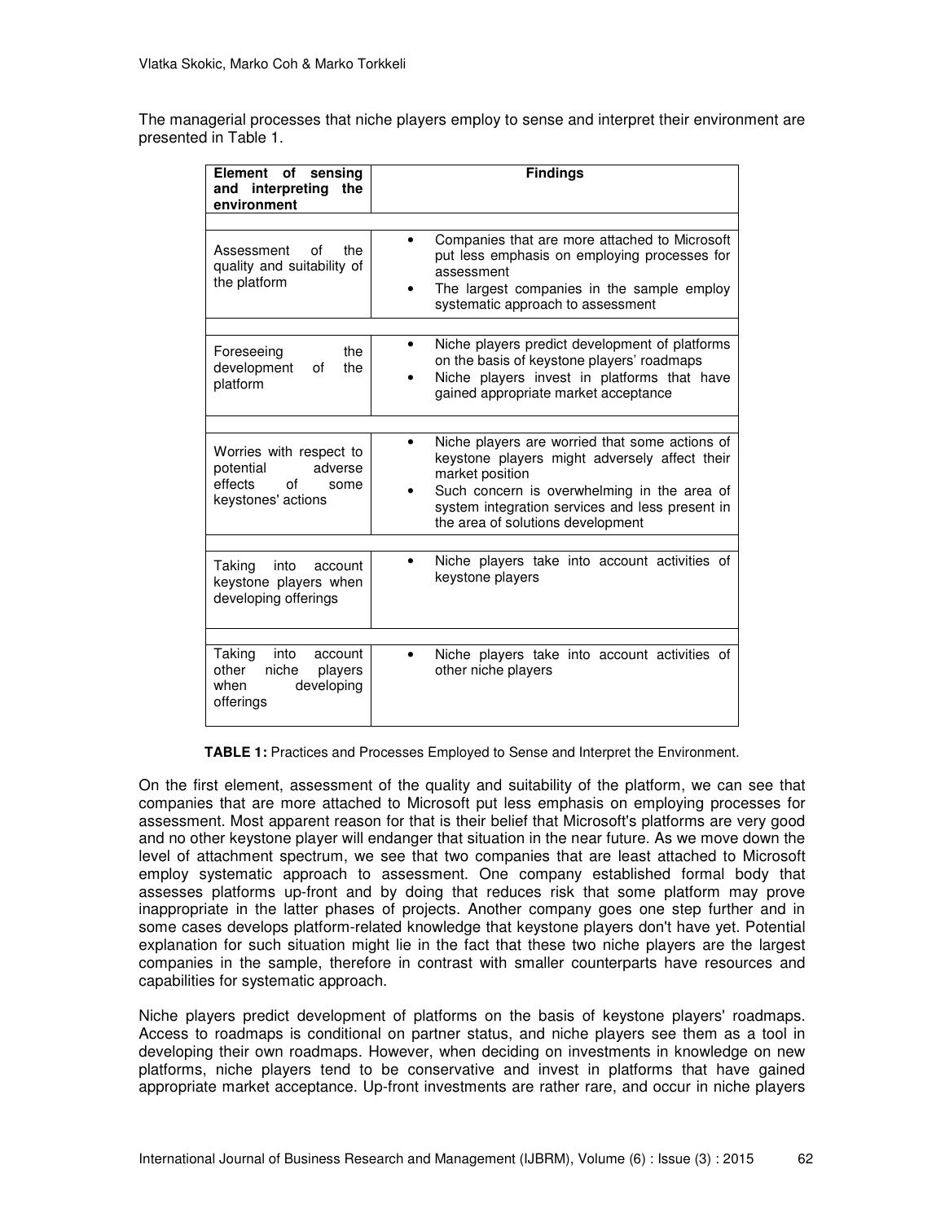The managerial processes that niche players employ to sense and interpret their environment are presented in Table 1.

| Element of sensing and interpreting the environment | Findings |
|---|---|
| Assessment of the quality and suitability of the platform | • Companies that are more attached to Microsoft put less emphasis on employing processes for assessment<br>• The largest companies in the sample employ systematic approach to assessment |
| Foreseeing the development of the platform | • Niche players predict development of platforms on the basis of keystone players' roadmaps<br>• Niche players invest in platforms that have gained appropriate market acceptance |
| Worries with respect to potential adverse effects of some keystones' actions | • Niche players are worried that some actions of keystone players might adversely affect their market position<br>• Such concern is overwhelming in the area of system integration services and less present in the area of solutions development |
| Taking into account keystone players when developing offerings | • Niche players take into account activities of keystone players |
| Taking into account other niche players when developing offerings | • Niche players take into account activities of other niche players |

**TABLE 1:** Practices and Processes Employed to Sense and Interpret the Environment.

On the first element, assessment of the quality and suitability of the platform, we can see that companies that are more attached to Microsoft put less emphasis on employing processes for assessment. Most apparent reason for that is their belief that Microsoft's platforms are very good and no other keystone player will endanger that situation in the near future. As we move down the level of attachment spectrum, we see that two companies that are least attached to Microsoft employ systematic approach to assessment. One company established formal body that assesses platforms up-front and by doing that reduces risk that some platform may prove inappropriate in the latter phases of projects. Another company goes one step further and in some cases develops platform-related knowledge that keystone players don't have yet. Potential explanation for such situation might lie in the fact that these two niche players are the largest companies in the sample, therefore in contrast with smaller counterparts have resources and capabilities for systematic approach.

Niche players predict development of platforms on the basis of keystone players' roadmaps. Access to roadmaps is conditional on partner status, and niche players see them as a tool in developing their own roadmaps. However, when deciding on investments in knowledge on new platforms, niche players tend to be conservative and invest in platforms that have gained appropriate market acceptance. Up-front investments are rather rare, and occur in niche players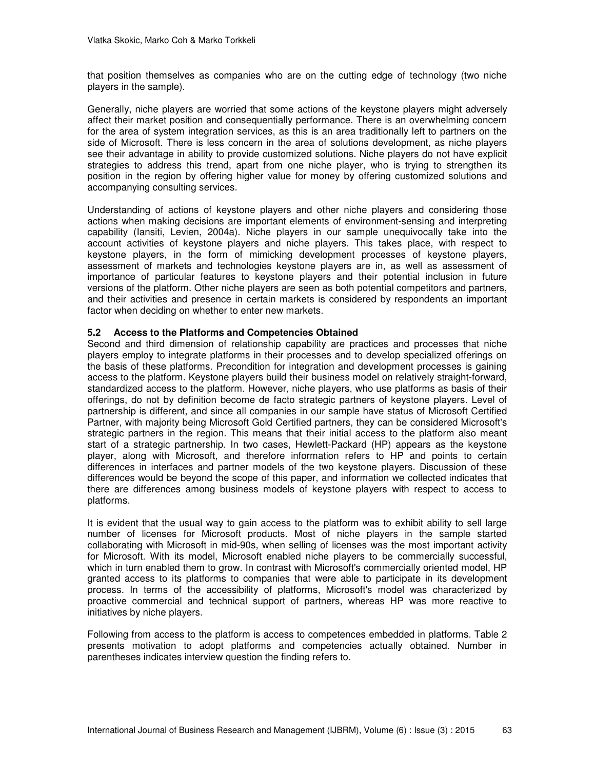that position themselves as companies who are on the cutting edge of technology (two niche players in the sample).

Generally, niche players are worried that some actions of the keystone players might adversely affect their market position and consequentially performance. There is an overwhelming concern for the area of system integration services, as this is an area traditionally left to partners on the side of Microsoft. There is less concern in the area of solutions development, as niche players see their advantage in ability to provide customized solutions. Niche players do not have explicit strategies to address this trend, apart from one niche player, who is trying to strengthen its position in the region by offering higher value for money by offering customized solutions and accompanying consulting services.

Understanding of actions of keystone players and other niche players and considering those actions when making decisions are important elements of environment-sensing and interpreting capability (Iansiti, Levien, 2004a). Niche players in our sample unequivocally take into the account activities of keystone players and niche players. This takes place, with respect to keystone players, in the form of mimicking development processes of keystone players, assessment of markets and technologies keystone players are in, as well as assessment of importance of particular features to keystone players and their potential inclusion in future versions of the platform. Other niche players are seen as both potential competitors and partners, and their activities and presence in certain markets is considered by respondents an important factor when deciding on whether to enter new markets.

### 5.2 Access to the Platforms and Competencies Obtained

Second and third dimension of relationship capability are practices and processes that niche players employ to integrate platforms in their processes and to develop specialized offerings on the basis of these platforms. Precondition for integration and development processes is gaining access to the platform. Keystone players build their business model on relatively straight-forward, standardized access to the platform. However, niche players, who use platforms as basis of their offerings, do not by definition become de facto strategic partners of keystone players. Level of partnership is different, and since all companies in our sample have status of Microsoft Certified Partner, with majority being Microsoft Gold Certified partners, they can be considered Microsoft's strategic partners in the region. This means that their initial access to the platform also meant start of a strategic partnership. In two cases, Hewlett-Packard (HP) appears as the keystone player, along with Microsoft, and therefore information refers to HP and points to certain differences in interfaces and partner models of the two keystone players. Discussion of these differences would be beyond the scope of this paper, and information we collected indicates that there are differences among business models of keystone players with respect to access to platforms.

It is evident that the usual way to gain access to the platform was to exhibit ability to sell large number of licenses for Microsoft products. Most of niche players in the sample started collaborating with Microsoft in mid-90s, when selling of licenses was the most important activity for Microsoft. With its model, Microsoft enabled niche players to be commercially successful, which in turn enabled them to grow. In contrast with Microsoft's commercially oriented model, HP granted access to its platforms to companies that were able to participate in its development process. In terms of the accessibility of platforms, Microsoft's model was characterized by proactive commercial and technical support of partners, whereas HP was more reactive to initiatives by niche players.

Following from access to the platform is access to competences embedded in platforms. Table 2 presents motivation to adopt platforms and competencies actually obtained. Number in parentheses indicates interview question the finding refers to.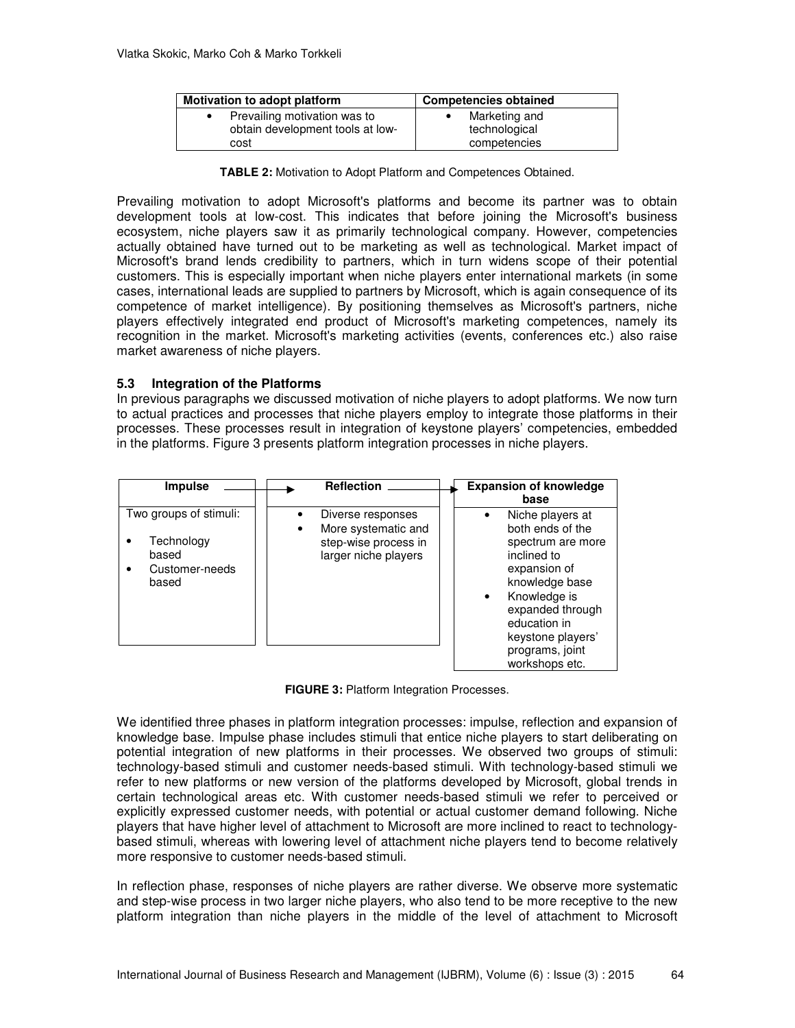| Motivation to adopt platform | Competencies obtained |
| --- | --- |
| • Prevailing motivation was to obtain development tools at low-cost | • Marketing and technological competencies |

**TABLE 2:** Motivation to Adopt Platform and Competences Obtained.

Prevailing motivation to adopt Microsoft's platforms and become its partner was to obtain development tools at low-cost. This indicates that before joining the Microsoft's business ecosystem, niche players saw it as primarily technological company. However, competencies actually obtained have turned out to be marketing as well as technological. Market impact of Microsoft's brand lends credibility to partners, which in turn widens scope of their potential customers. This is especially important when niche players enter international markets (in some cases, international leads are supplied to partners by Microsoft, which is again consequence of its competence of market intelligence). By positioning themselves as Microsoft's partners, niche players effectively integrated end product of Microsoft's marketing competences, namely its recognition in the market. Microsoft's marketing activities (events, conferences etc.) also raise market awareness of niche players.

### 5.3 Integration of the Platforms

In previous paragraphs we discussed motivation of niche players to adopt platforms. We now turn to actual practices and processes that niche players employ to integrate those platforms in their processes. These processes result in integration of keystone players' competencies, embedded in the platforms. Figure 3 presents platform integration processes in niche players.

| Impulse → | Reflection → | Expansion of knowledge base |
| --- | --- | --- |
| Two groups of stimuli:<br>• Technology based<br>• Customer-needs based | • Diverse responses<br>• More systematic and step-wise process in larger niche players | • Niche players at both ends of the spectrum are more inclined to expansion of knowledge base<br>• Knowledge is expanded through education in keystone players' programs, joint workshops etc. |

**FIGURE 3:** Platform Integration Processes.

We identified three phases in platform integration processes: impulse, reflection and expansion of knowledge base. Impulse phase includes stimuli that entice niche players to start deliberating on potential integration of new platforms in their processes. We observed two groups of stimuli: technology-based stimuli and customer needs-based stimuli. With technology-based stimuli we refer to new platforms or new version of the platforms developed by Microsoft, global trends in certain technological areas etc. With customer needs-based stimuli we refer to perceived or explicitly expressed customer needs, with potential or actual customer demand following. Niche players that have higher level of attachment to Microsoft are more inclined to react to technology-based stimuli, whereas with lowering level of attachment niche players tend to become relatively more responsive to customer needs-based stimuli.

In reflection phase, responses of niche players are rather diverse. We observe more systematic and step-wise process in two larger niche players, who also tend to be more receptive to the new platform integration than niche players in the middle of the level of attachment to Microsoft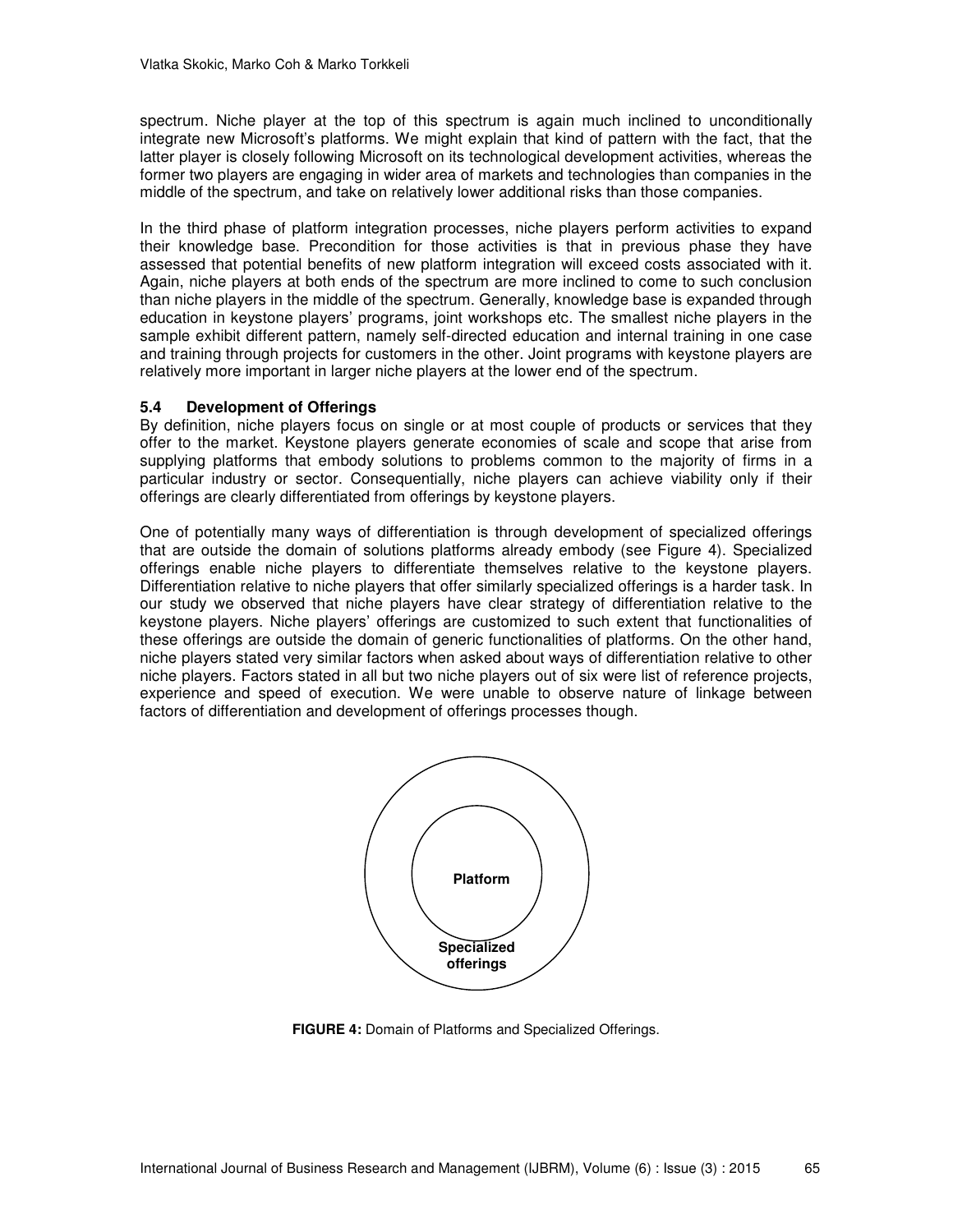spectrum. Niche player at the top of this spectrum is again much inclined to unconditionally integrate new Microsoft's platforms. We might explain that kind of pattern with the fact, that the latter player is closely following Microsoft on its technological development activities, whereas the former two players are engaging in wider area of markets and technologies than companies in the middle of the spectrum, and take on relatively lower additional risks than those companies.

In the third phase of platform integration processes, niche players perform activities to expand their knowledge base. Precondition for those activities is that in previous phase they have assessed that potential benefits of new platform integration will exceed costs associated with it. Again, niche players at both ends of the spectrum are more inclined to come to such conclusion than niche players in the middle of the spectrum. Generally, knowledge base is expanded through education in keystone players' programs, joint workshops etc. The smallest niche players in the sample exhibit different pattern, namely self-directed education and internal training in one case and training through projects for customers in the other. Joint programs with keystone players are relatively more important in larger niche players at the lower end of the spectrum.

### 5.4 Development of Offerings

By definition, niche players focus on single or at most couple of products or services that they offer to the market. Keystone players generate economies of scale and scope that arise from supplying platforms that embody solutions to problems common to the majority of firms in a particular industry or sector. Consequentially, niche players can achieve viability only if their offerings are clearly differentiated from offerings by keystone players.

One of potentially many ways of differentiation is through development of specialized offerings that are outside the domain of solutions platforms already embody (see Figure 4). Specialized offerings enable niche players to differentiate themselves relative to the keystone players. Differentiation relative to niche players that offer similarly specialized offerings is a harder task. In our study we observed that niche players have clear strategy of differentiation relative to the keystone players. Niche players' offerings are customized to such extent that functionalities of these offerings are outside the domain of generic functionalities of platforms. On the other hand, niche players stated very similar factors when asked about ways of differentiation relative to other niche players. Factors stated in all but two niche players out of six were list of reference projects, experience and speed of execution. We were unable to observe nature of linkage between factors of differentiation and development of offerings processes though.

Platform

Specialized offerings

**FIGURE 4:** Domain of Platforms and Specialized Offerings.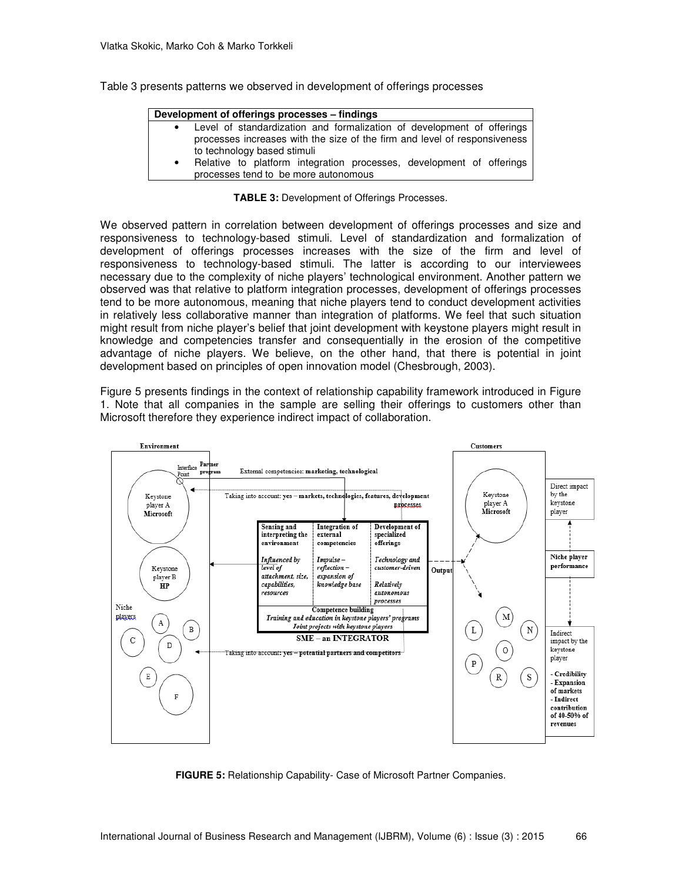Table 3 presents patterns we observed in development of offerings processes

| Development of offerings processes – findings |
| --- |
| • Level of standardization and formalization of development of offerings processes increases with the size of the firm and level of responsiveness to technology based stimuli<br>• Relative to platform integration processes, development of offerings processes tend to be more autonomous |

**TABLE 3:** Development of Offerings Processes.

We observed pattern in correlation between development of offerings processes and size and responsiveness to technology-based stimuli. Level of standardization and formalization of development of offerings processes increases with the size of the firm and level of responsiveness to technology-based stimuli. The latter is according to our interviewees necessary due to the complexity of niche players' technological environment. Another pattern we observed was that relative to platform integration processes, development of offerings processes tend to be more autonomous, meaning that niche players tend to conduct development activities in relatively less collaborative manner than integration of platforms. We feel that such situation might result from niche player's belief that joint development with keystone players might result in knowledge and competencies transfer and consequentially in the erosion of the competitive advantage of niche players. We believe, on the other hand, that there is potential in joint development based on principles of open innovation model (Chesbrough, 2003).

Figure 5 presents findings in the context of relationship capability framework introduced in Figure 1. Note that all companies in the sample are selling their offerings to customers other than Microsoft therefore they experience indirect impact of collaboration.

**FIGURE 5:** Relationship Capability- Case of Microsoft Partner Companies.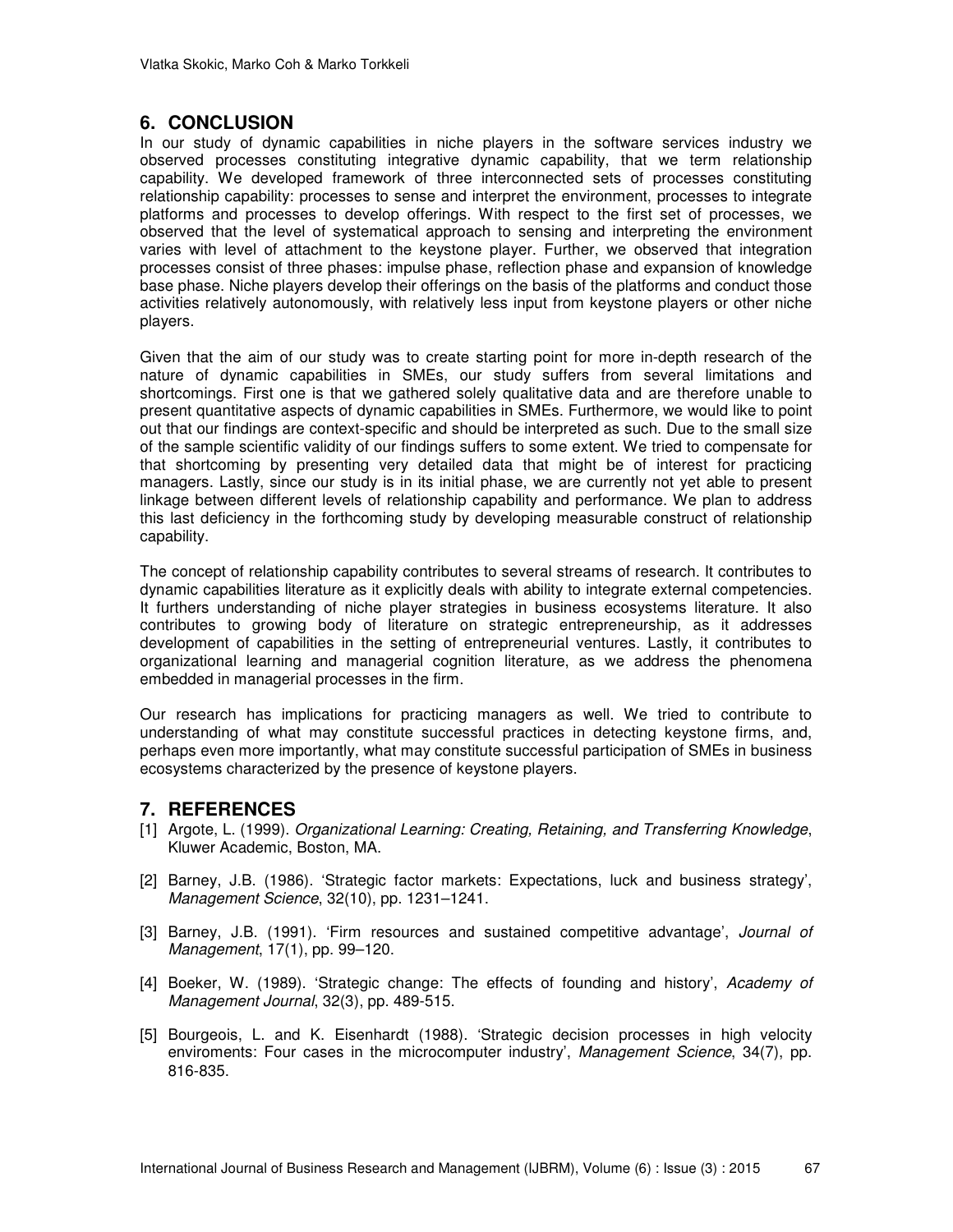## 6. CONCLUSION

In our study of dynamic capabilities in niche players in the software services industry we observed processes constituting integrative dynamic capability, that we term relationship capability. We developed framework of three interconnected sets of processes constituting relationship capability: processes to sense and interpret the environment, processes to integrate platforms and processes to develop offerings. With respect to the first set of processes, we observed that the level of systematical approach to sensing and interpreting the environment varies with level of attachment to the keystone player. Further, we observed that integration processes consist of three phases: impulse phase, reflection phase and expansion of knowledge base phase. Niche players develop their offerings on the basis of the platforms and conduct those activities relatively autonomously, with relatively less input from keystone players or other niche players.

Given that the aim of our study was to create starting point for more in-depth research of the nature of dynamic capabilities in SMEs, our study suffers from several limitations and shortcomings. First one is that we gathered solely qualitative data and are therefore unable to present quantitative aspects of dynamic capabilities in SMEs. Furthermore, we would like to point out that our findings are context-specific and should be interpreted as such. Due to the small size of the sample scientific validity of our findings suffers to some extent. We tried to compensate for that shortcoming by presenting very detailed data that might be of interest for practicing managers. Lastly, since our study is in its initial phase, we are currently not yet able to present linkage between different levels of relationship capability and performance. We plan to address this last deficiency in the forthcoming study by developing measurable construct of relationship capability.

The concept of relationship capability contributes to several streams of research. It contributes to dynamic capabilities literature as it explicitly deals with ability to integrate external competencies. It furthers understanding of niche player strategies in business ecosystems literature. It also contributes to growing body of literature on strategic entrepreneurship, as it addresses development of capabilities in the setting of entrepreneurial ventures. Lastly, it contributes to organizational learning and managerial cognition literature, as we address the phenomena embedded in managerial processes in the firm.

Our research has implications for practicing managers as well. We tried to contribute to understanding of what may constitute successful practices in detecting keystone firms, and, perhaps even more importantly, what may constitute successful participation of SMEs in business ecosystems characterized by the presence of keystone players.

## 7. REFERENCES

[1] Argote, L. (1999). *Organizational Learning: Creating, Retaining, and Transferring Knowledge*, Kluwer Academic, Boston, MA.

[2] Barney, J.B. (1986). 'Strategic factor markets: Expectations, luck and business strategy', *Management Science*, 32(10), pp. 1231–1241.

[3] Barney, J.B. (1991). 'Firm resources and sustained competitive advantage', *Journal of Management*, 17(1), pp. 99–120.

[4] Boeker, W. (1989). 'Strategic change: The effects of founding and history', *Academy of Management Journal*, 32(3), pp. 489-515.

[5] Bourgeois, L. and K. Eisenhardt (1988). 'Strategic decision processes in high velocity enviroments: Four cases in the microcomputer industry', *Management Science*, 34(7), pp. 816-835.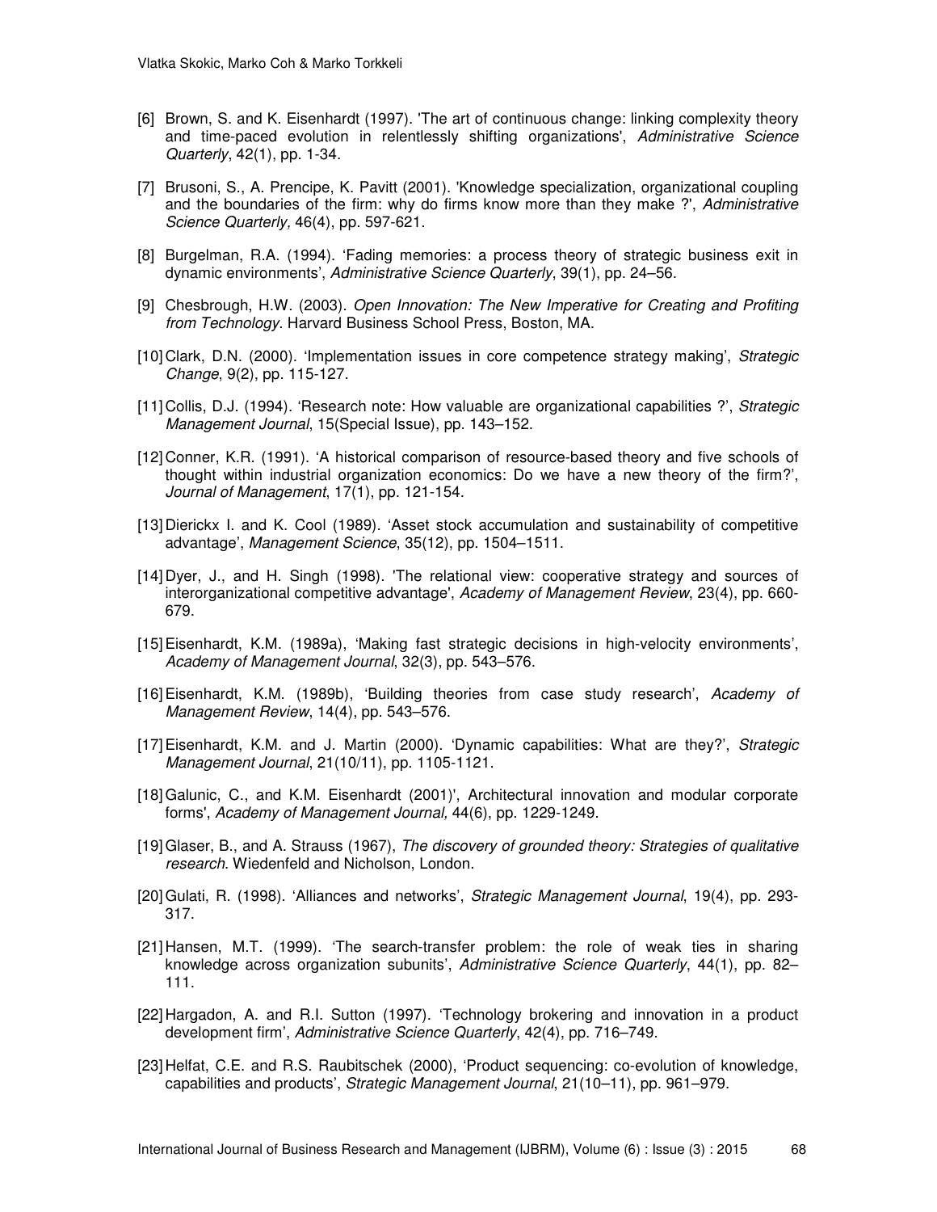[6] Brown, S. and K. Eisenhardt (1997). 'The art of continuous change: linking complexity theory and time-paced evolution in relentlessly shifting organizations', *Administrative Science Quarterly*, 42(1), pp. 1-34.

[7] Brusoni, S., A. Prencipe, K. Pavitt (2001). 'Knowledge specialization, organizational coupling and the boundaries of the firm: why do firms know more than they make ?', *Administrative Science Quarterly,* 46(4), pp. 597-621.

[8] Burgelman, R.A. (1994). 'Fading memories: a process theory of strategic business exit in dynamic environments', *Administrative Science Quarterly*, 39(1), pp. 24–56.

[9] Chesbrough, H.W. (2003). *Open Innovation: The New Imperative for Creating and Profiting from Technology*. Harvard Business School Press, Boston, MA.

[10] Clark, D.N. (2000). 'Implementation issues in core competence strategy making', *Strategic Change*, 9(2), pp. 115-127.

[11] Collis, D.J. (1994). 'Research note: How valuable are organizational capabilities ?', *Strategic Management Journal*, 15(Special Issue), pp. 143–152.

[12] Conner, K.R. (1991). 'A historical comparison of resource-based theory and five schools of thought within industrial organization economics: Do we have a new theory of the firm?', *Journal of Management*, 17(1), pp. 121-154.

[13] Dierickx I. and K. Cool (1989). 'Asset stock accumulation and sustainability of competitive advantage', *Management Science*, 35(12), pp. 1504–1511.

[14] Dyer, J., and H. Singh (1998). 'The relational view: cooperative strategy and sources of interorganizational competitive advantage', *Academy of Management Review*, 23(4), pp. 660-679.

[15] Eisenhardt, K.M. (1989a), 'Making fast strategic decisions in high-velocity environments', *Academy of Management Journal*, 32(3), pp. 543–576.

[16] Eisenhardt, K.M. (1989b), 'Building theories from case study research', *Academy of Management Review*, 14(4), pp. 543–576.

[17] Eisenhardt, K.M. and J. Martin (2000). 'Dynamic capabilities: What are they?', *Strategic Management Journal*, 21(10/11), pp. 1105-1121.

[18] Galunic, C., and K.M. Eisenhardt (2001)', Architectural innovation and modular corporate forms', *Academy of Management Journal,* 44(6), pp. 1229-1249.

[19] Glaser, B., and A. Strauss (1967), *The discovery of grounded theory: Strategies of qualitative research*. Wiedenfeld and Nicholson, London.

[20] Gulati, R. (1998). 'Alliances and networks', *Strategic Management Journal*, 19(4), pp. 293-317.

[21] Hansen, M.T. (1999). 'The search-transfer problem: the role of weak ties in sharing knowledge across organization subunits', *Administrative Science Quarterly*, 44(1), pp. 82–111.

[22] Hargadon, A. and R.I. Sutton (1997). 'Technology brokering and innovation in a product development firm', *Administrative Science Quarterly*, 42(4), pp. 716–749.

[23] Helfat, C.E. and R.S. Raubitschek (2000), 'Product sequencing: co-evolution of knowledge, capabilities and products', *Strategic Management Journal*, 21(10–11), pp. 961–979.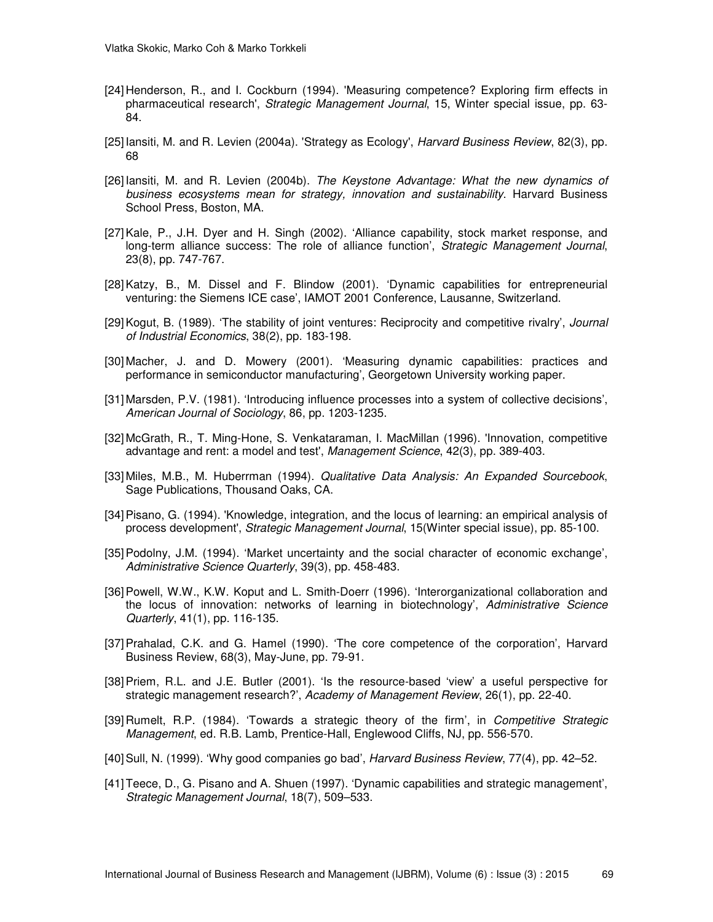[24] Henderson, R., and I. Cockburn (1994). 'Measuring competence? Exploring firm effects in pharmaceutical research', *Strategic Management Journal*, 15, Winter special issue, pp. 63-84.

[25] Iansiti, M. and R. Levien (2004a). 'Strategy as Ecology', *Harvard Business Review*, 82(3), pp. 68

[26] Iansiti, M. and R. Levien (2004b). *The Keystone Advantage: What the new dynamics of business ecosystems mean for strategy, innovation and sustainability*. Harvard Business School Press, Boston, MA.

[27] Kale, P., J.H. Dyer and H. Singh (2002). 'Alliance capability, stock market response, and long-term alliance success: The role of alliance function', *Strategic Management Journal*, 23(8), pp. 747-767.

[28] Katzy, B., M. Dissel and F. Blindow (2001). 'Dynamic capabilities for entrepreneurial venturing: the Siemens ICE case', IAMOT 2001 Conference, Lausanne, Switzerland.

[29] Kogut, B. (1989). 'The stability of joint ventures: Reciprocity and competitive rivalry', *Journal of Industrial Economics*, 38(2), pp. 183-198.

[30] Macher, J. and D. Mowery (2001). 'Measuring dynamic capabilities: practices and performance in semiconductor manufacturing', Georgetown University working paper.

[31] Marsden, P.V. (1981). 'Introducing influence processes into a system of collective decisions', *American Journal of Sociology*, 86, pp. 1203-1235.

[32] McGrath, R., T. Ming-Hone, S. Venkataraman, I. MacMillan (1996). 'Innovation, competitive advantage and rent: a model and test', *Management Science*, 42(3), pp. 389-403.

[33] Miles, M.B., M. Huberrman (1994). *Qualitative Data Analysis: An Expanded Sourcebook*, Sage Publications, Thousand Oaks, CA.

[34] Pisano, G. (1994). 'Knowledge, integration, and the locus of learning: an empirical analysis of process development', *Strategic Management Journal*, 15(Winter special issue), pp. 85-100.

[35] Podolny, J.M. (1994). 'Market uncertainty and the social character of economic exchange', *Administrative Science Quarterly*, 39(3), pp. 458-483.

[36] Powell, W.W., K.W. Koput and L. Smith-Doerr (1996). 'Interorganizational collaboration and the locus of innovation: networks of learning in biotechnology', *Administrative Science Quarterly*, 41(1), pp. 116-135.

[37] Prahalad, C.K. and G. Hamel (1990). 'The core competence of the corporation', Harvard Business Review, 68(3), May-June, pp. 79-91.

[38] Priem, R.L. and J.E. Butler (2001). 'Is the resource-based 'view' a useful perspective for strategic management research?', *Academy of Management Review*, 26(1), pp. 22-40.

[39] Rumelt, R.P. (1984). 'Towards a strategic theory of the firm', in *Competitive Strategic Management*, ed. R.B. Lamb, Prentice-Hall, Englewood Cliffs, NJ, pp. 556-570.

[40] Sull, N. (1999). 'Why good companies go bad', *Harvard Business Review*, 77(4), pp. 42–52.

[41] Teece, D., G. Pisano and A. Shuen (1997). 'Dynamic capabilities and strategic management', *Strategic Management Journal*, 18(7), 509–533.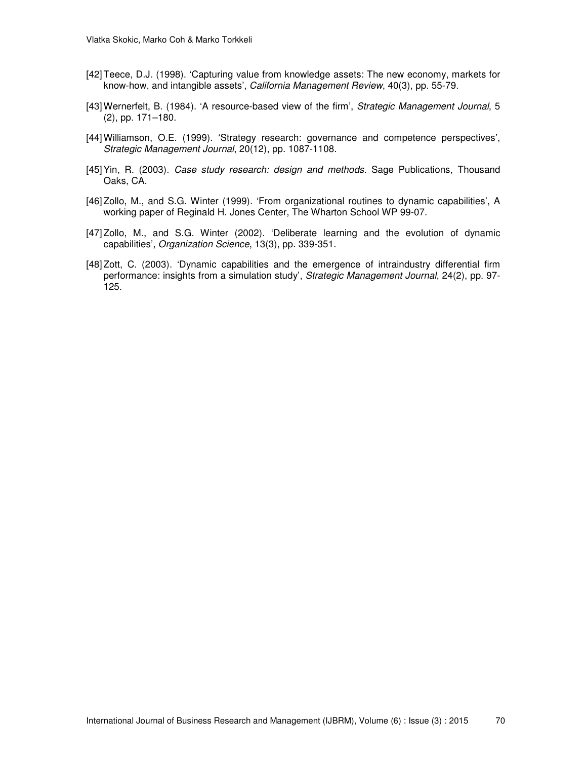[42] Teece, D.J. (1998). 'Capturing value from knowledge assets: The new economy, markets for know-how, and intangible assets', *California Management Review*, 40(3), pp. 55-79.

[43] Wernerfelt, B. (1984). 'A resource-based view of the firm', *Strategic Management Journal*, 5 (2), pp. 171–180.

[44] Williamson, O.E. (1999). 'Strategy research: governance and competence perspectives', *Strategic Management Journal*, 20(12), pp. 1087-1108.

[45] Yin, R. (2003). *Case study research: design and methods*. Sage Publications, Thousand Oaks, CA.

[46] Zollo, M., and S.G. Winter (1999). 'From organizational routines to dynamic capabilities', A working paper of Reginald H. Jones Center, The Wharton School WP 99-07.

[47] Zollo, M., and S.G. Winter (2002). 'Deliberate learning and the evolution of dynamic capabilities', *Organization Science*, 13(3), pp. 339-351.

[48] Zott, C. (2003). 'Dynamic capabilities and the emergence of intraindustry differential firm performance: insights from a simulation study', *Strategic Management Journal*, 24(2), pp. 97-125.